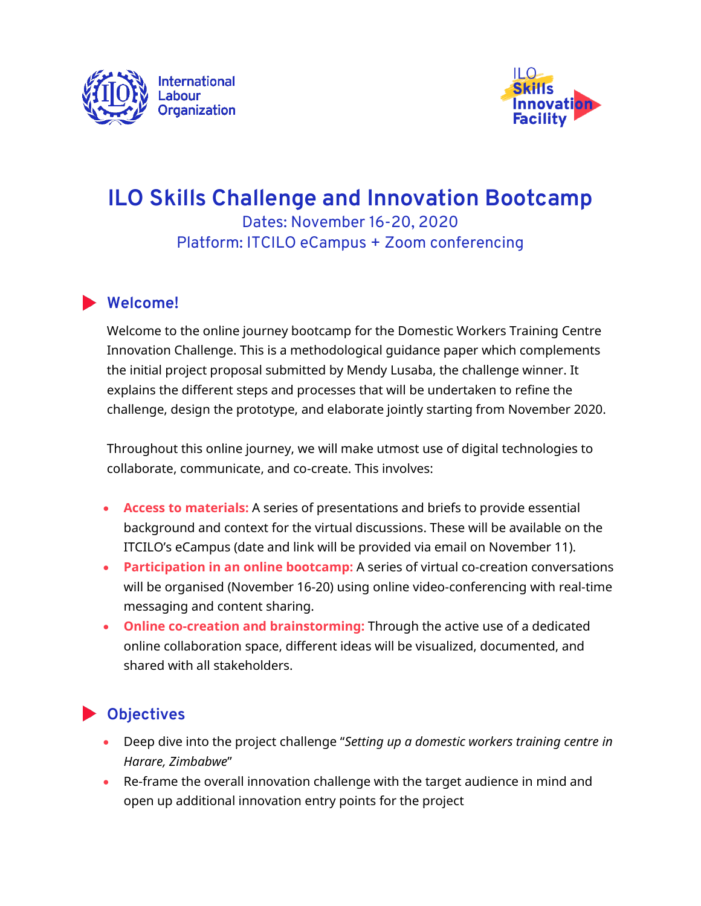International Labour Organization

ILO Skills Innovation Facility

# ILO Skills Challenge and Innovation Bootcamp

Dates: November 16-20, 2020

Platform: ITCILO eCampus + Zoom conferencing

## Welcome!

Welcome to the online journey bootcamp for the Domestic Workers Training Centre Innovation Challenge. This is a methodological guidance paper which complements the initial project proposal submitted by Mendy Lusaba, the challenge winner. It explains the different steps and processes that will be undertaken to refine the challenge, design the prototype, and elaborate jointly starting from November 2020.

Throughout this online journey, we will make utmost use of digital technologies to collaborate, communicate, and co-create. This involves:

- **Access to materials:** A series of presentations and briefs to provide essential background and context for the virtual discussions. These will be available on the ITCILO's eCampus (date and link will be provided via email on November 11).
- **Participation in an online bootcamp:** A series of virtual co-creation conversations will be organised (November 16-20) using online video-conferencing with real-time messaging and content sharing.
- **Online co-creation and brainstorming:** Through the active use of a dedicated online collaboration space, different ideas will be visualized, documented, and shared with all stakeholders.

## Objectives

- Deep dive into the project challenge "*Setting up a domestic workers training centre in Harare, Zimbabwe*"
- Re-frame the overall innovation challenge with the target audience in mind and open up additional innovation entry points for the project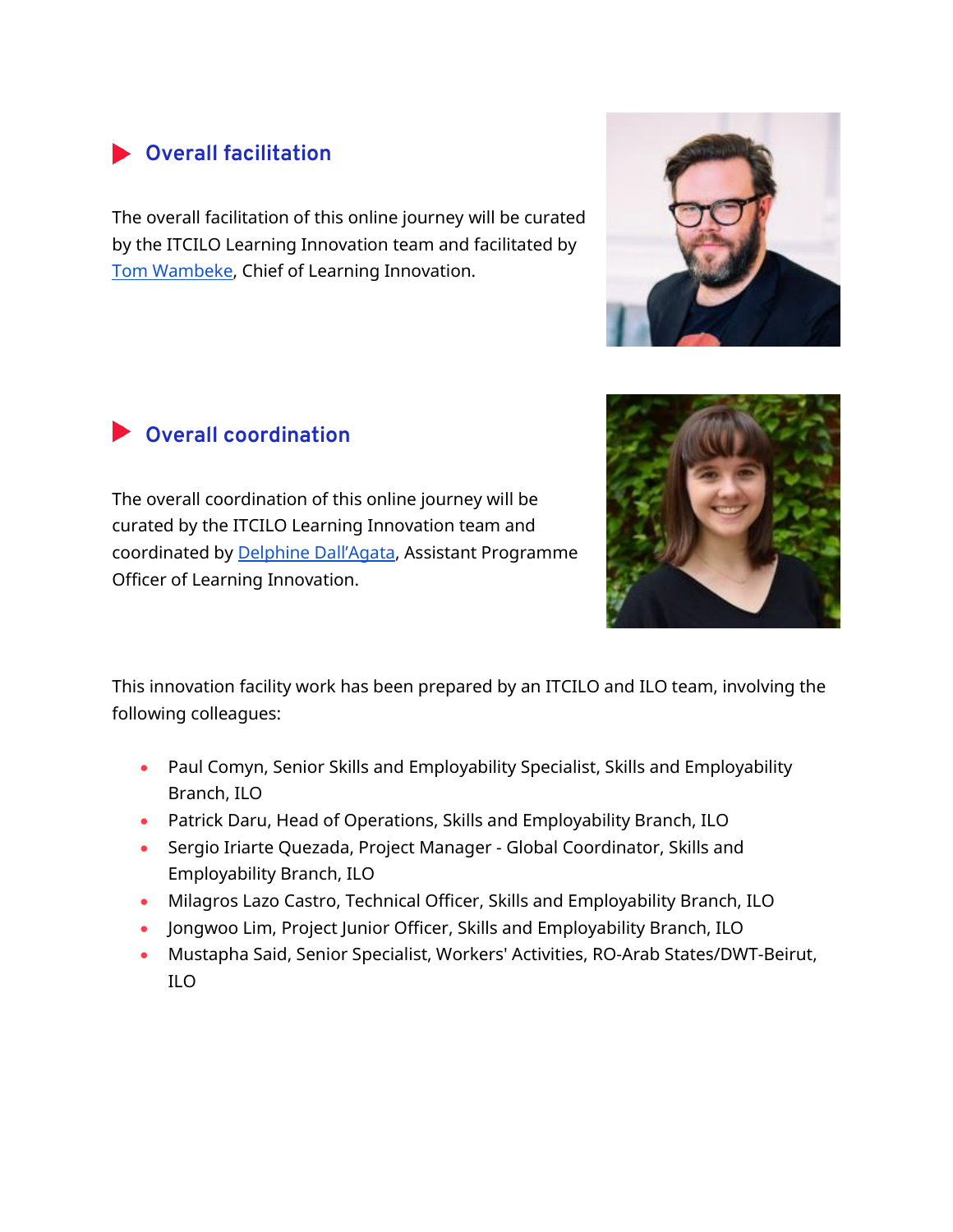## Overall facilitation

The overall facilitation of this online journey will be curated by the ITCILO Learning Innovation team and facilitated by Tom Wambeke, Chief of Learning Innovation.

## Overall coordination

The overall coordination of this online journey will be curated by the ITCILO Learning Innovation team and coordinated by Delphine Dall'Agata, Assistant Programme Officer of Learning Innovation.

This innovation facility work has been prepared by an ITCILO and ILO team, involving the following colleagues:

- Paul Comyn, Senior Skills and Employability Specialist, Skills and Employability Branch, ILO
- Patrick Daru, Head of Operations, Skills and Employability Branch, ILO
- Sergio Iriarte Quezada, Project Manager - Global Coordinator, Skills and Employability Branch, ILO
- Milagros Lazo Castro, Technical Officer, Skills and Employability Branch, ILO
- Jongwoo Lim, Project Junior Officer, Skills and Employability Branch, ILO
- Mustapha Said, Senior Specialist, Workers' Activities, RO-Arab States/DWT-Beirut, ILO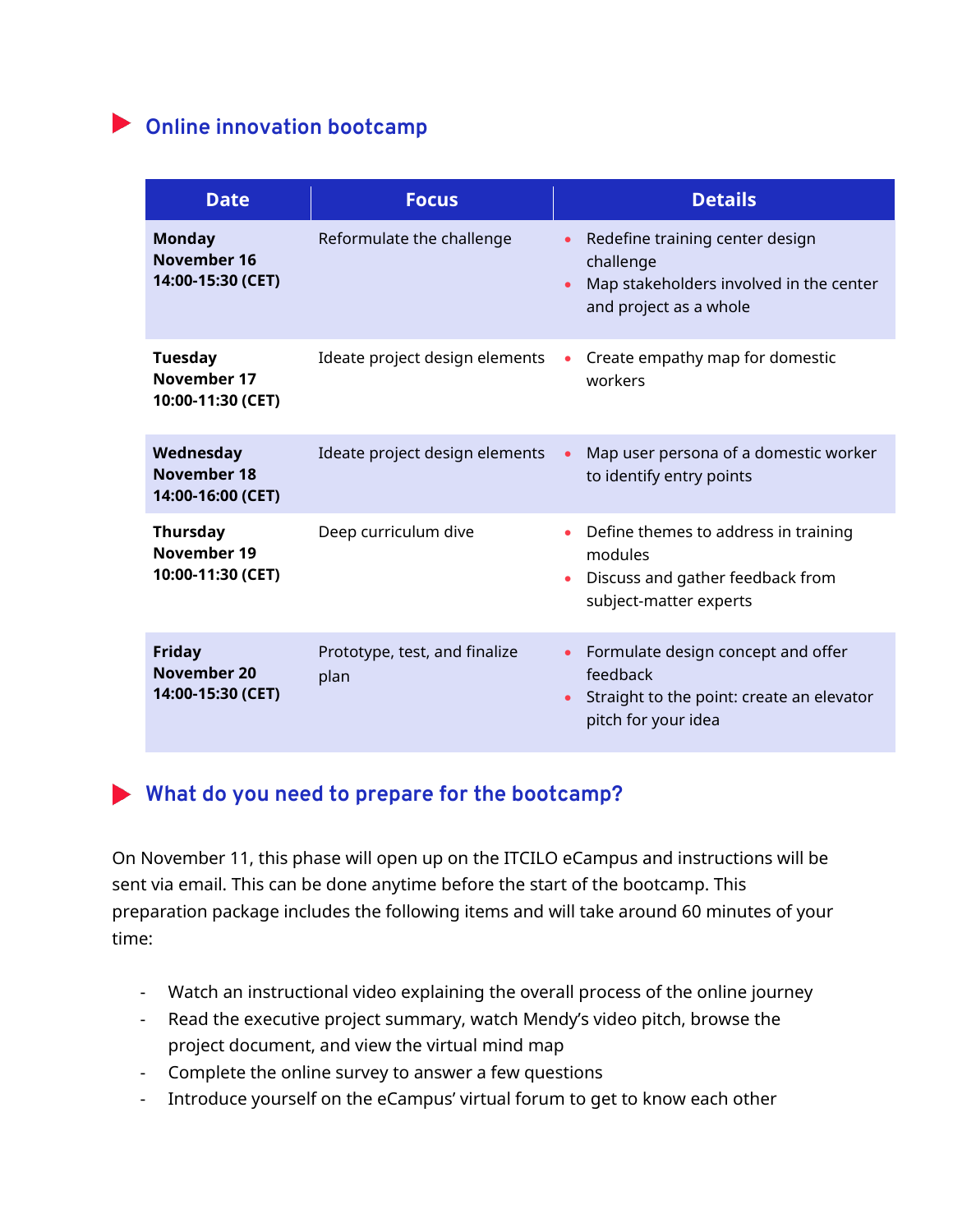## Online innovation bootcamp

| Date | Focus | Details |
|---|---|---|
| **Monday November 16 14:00-15:30 (CET)** | Reformulate the challenge | • Redefine training center design challenge<br>• Map stakeholders involved in the center and project as a whole |
| **Tuesday November 17 10:00-11:30 (CET)** | Ideate project design elements | • Create empathy map for domestic workers |
| **Wednesday November 18 14:00-16:00 (CET)** | Ideate project design elements | • Map user persona of a domestic worker to identify entry points |
| **Thursday November 19 10:00-11:30 (CET)** | Deep curriculum dive | • Define themes to address in training modules<br>• Discuss and gather feedback from subject-matter experts |
| **Friday November 20 14:00-15:30 (CET)** | Prototype, test, and finalize plan | • Formulate design concept and offer feedback<br>• Straight to the point: create an elevator pitch for your idea |

## What do you need to prepare for the bootcamp?

On November 11, this phase will open up on the ITCILO eCampus and instructions will be sent via email. This can be done anytime before the start of the bootcamp. This preparation package includes the following items and will take around 60 minutes of your time:

- Watch an instructional video explaining the overall process of the online journey
- Read the executive project summary, watch Mendy's video pitch, browse the project document, and view the virtual mind map
- Complete the online survey to answer a few questions
- Introduce yourself on the eCampus' virtual forum to get to know each other